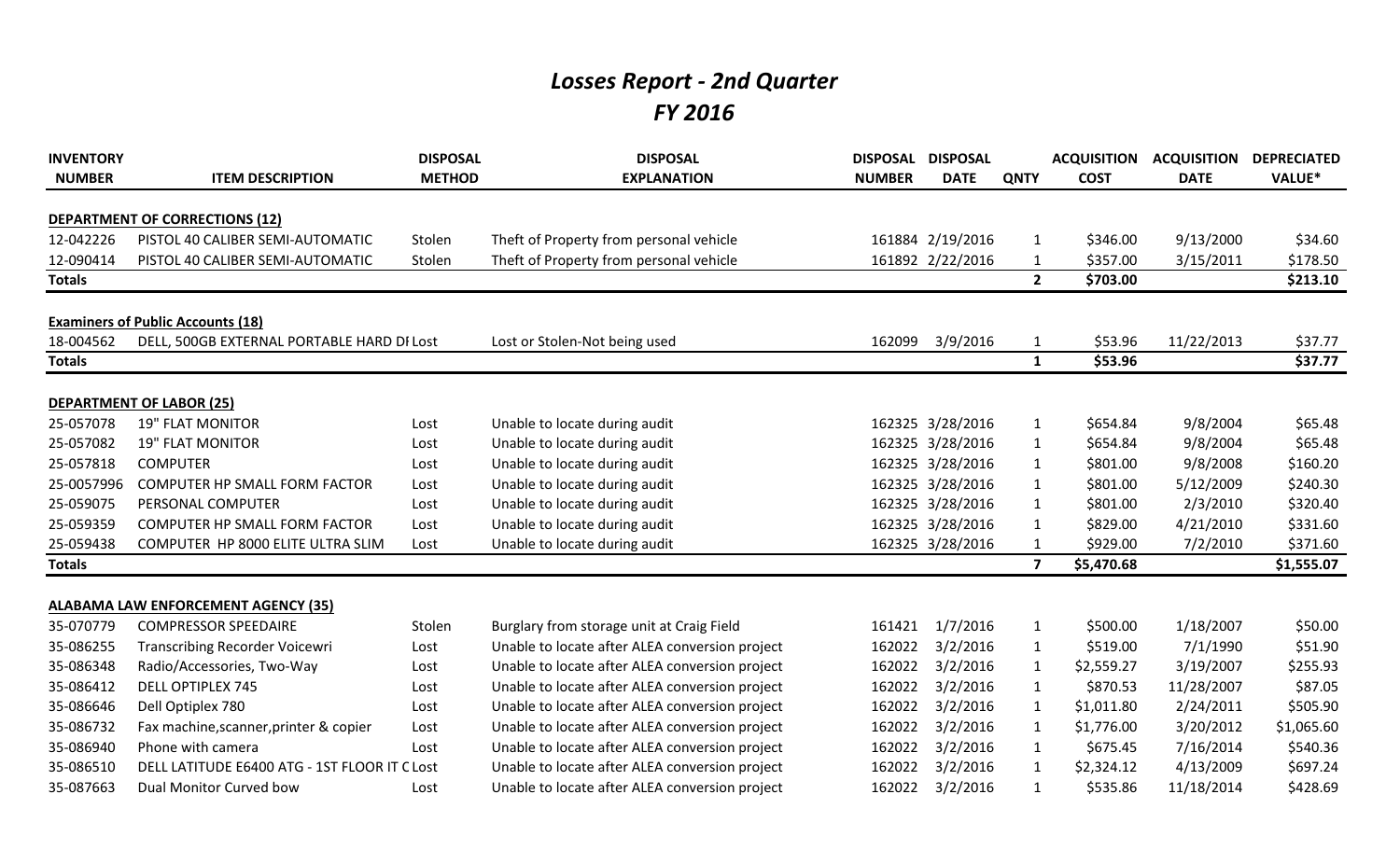# *Losses Report - 2nd Quarter*
# *FY 2016*

| INVENTORY NUMBER | ITEM DESCRIPTION | DISPOSAL METHOD | DISPOSAL EXPLANATION | DISPOSAL NUMBER | DISPOSAL DATE | QNTY | ACQUISITION COST | ACQUISITION DATE | DEPRECIATED VALUE* |
|---|---|---|---|---|---|---|---|---|---|
| **DEPARTMENT OF CORRECTIONS (12)** | | | | | | | | | |
| 12-042226 | PISTOL 40 CALIBER SEMI-AUTOMATIC | Stolen | Theft of Property from personal vehicle | 161884 | 2/19/2016 | 1 | $346.00 | 9/13/2000 | $34.60 |
| 12-090414 | PISTOL 40 CALIBER SEMI-AUTOMATIC | Stolen | Theft of Property from personal vehicle | 161892 | 2/22/2016 | 1 | $357.00 | 3/15/2011 | $178.50 |
| **Totals** | | | | | | **2** | **$703.00** | | **$213.10** |
| **Examiners of Public Accounts (18)** | | | | | | | | | |
| 18-004562 | DELL, 500GB EXTERNAL PORTABLE HARD DI | Lost | Lost or Stolen-Not being used | 162099 | 3/9/2016 | 1 | $53.96 | 11/22/2013 | $37.77 |
| **Totals** | | | | | | **1** | **$53.96** | | **$37.77** |
| **DEPARTMENT OF LABOR (25)** | | | | | | | | | |
| 25-057078 | 19" FLAT MONITOR | Lost | Unable to locate during audit | 162325 | 3/28/2016 | 1 | $654.84 | 9/8/2004 | $65.48 |
| 25-057082 | 19" FLAT MONITOR | Lost | Unable to locate during audit | 162325 | 3/28/2016 | 1 | $654.84 | 9/8/2004 | $65.48 |
| 25-057818 | COMPUTER | Lost | Unable to locate during audit | 162325 | 3/28/2016 | 1 | $801.00 | 9/8/2008 | $160.20 |
| 25-0057996 | COMPUTER HP SMALL FORM FACTOR | Lost | Unable to locate during audit | 162325 | 3/28/2016 | 1 | $801.00 | 5/12/2009 | $240.30 |
| 25-059075 | PERSONAL COMPUTER | Lost | Unable to locate during audit | 162325 | 3/28/2016 | 1 | $801.00 | 2/3/2010 | $320.40 |
| 25-059359 | COMPUTER HP SMALL FORM FACTOR | Lost | Unable to locate during audit | 162325 | 3/28/2016 | 1 | $829.00 | 4/21/2010 | $331.60 |
| 25-059438 | COMPUTER HP 8000 ELITE ULTRA SLIM | Lost | Unable to locate during audit | 162325 | 3/28/2016 | 1 | $929.00 | 7/2/2010 | $371.60 |
| **Totals** | | | | | | **7** | **$5,470.68** | | **$1,555.07** |
| **ALABAMA LAW ENFORCEMENT AGENCY (35)** | | | | | | | | | |
| 35-070779 | COMPRESSOR SPEEDAIRE | Stolen | Burglary from storage unit at Craig Field | 161421 | 1/7/2016 | 1 | $500.00 | 1/18/2007 | $50.00 |
| 35-086255 | Transcribing Recorder Voicewri | Lost | Unable to locate after ALEA conversion project | 162022 | 3/2/2016 | 1 | $519.00 | 7/1/1990 | $51.90 |
| 35-086348 | Radio/Accessories, Two-Way | Lost | Unable to locate after ALEA conversion project | 162022 | 3/2/2016 | 1 | $2,559.27 | 3/19/2007 | $255.93 |
| 35-086412 | DELL OPTIPLEX 745 | Lost | Unable to locate after ALEA conversion project | 162022 | 3/2/2016 | 1 | $870.53 | 11/28/2007 | $87.05 |
| 35-086646 | Dell Optiplex 780 | Lost | Unable to locate after ALEA conversion project | 162022 | 3/2/2016 | 1 | $1,011.80 | 2/24/2011 | $505.90 |
| 35-086732 | Fax machine,scanner,printer & copier | Lost | Unable to locate after ALEA conversion project | 162022 | 3/2/2016 | 1 | $1,776.00 | 3/20/2012 | $1,065.60 |
| 35-086940 | Phone with camera | Lost | Unable to locate after ALEA conversion project | 162022 | 3/2/2016 | 1 | $675.45 | 7/16/2014 | $540.36 |
| 35-086510 | DELL LATITUDE E6400 ATG - 1ST FLOOR IT C | Lost | Unable to locate after ALEA conversion project | 162022 | 3/2/2016 | 1 | $2,324.12 | 4/13/2009 | $697.24 |
| 35-087663 | Dual Monitor Curved bow | Lost | Unable to locate after ALEA conversion project | 162022 | 3/2/2016 | 1 | $535.86 | 11/18/2014 | $428.69 |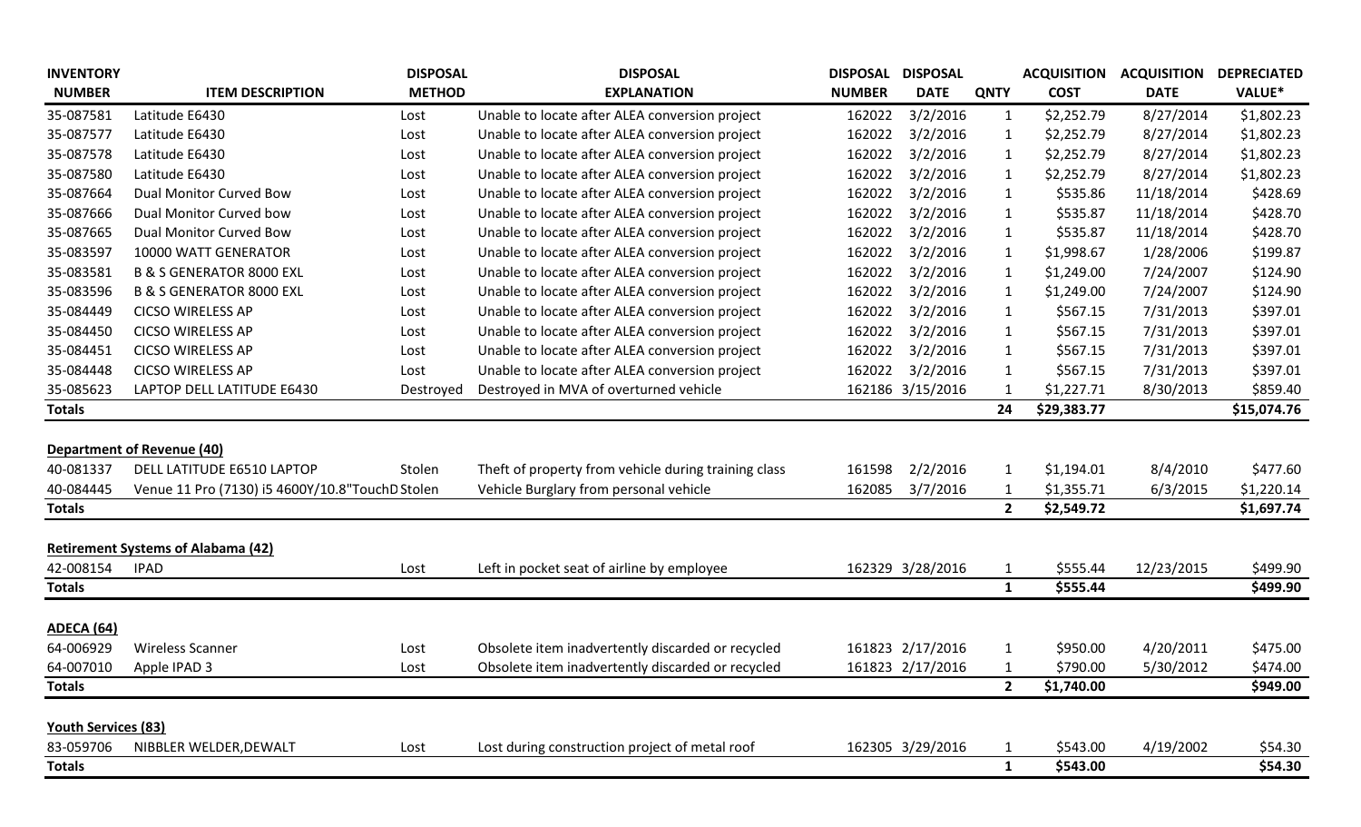| INVENTORY NUMBER | ITEM DESCRIPTION | DISPOSAL METHOD | DISPOSAL EXPLANATION | DISPOSAL NUMBER | DISPOSAL DATE | QNTY | ACQUISITION COST | ACQUISITION DATE | DEPRECIATED VALUE* |
|---|---|---|---|---|---|---|---|---|---|
| 35-087581 | Latitude E6430 | Lost | Unable to locate after ALEA conversion project | 162022 | 3/2/2016 | 1 | $2,252.79 | 8/27/2014 | $1,802.23 |
| 35-087577 | Latitude E6430 | Lost | Unable to locate after ALEA conversion project | 162022 | 3/2/2016 | 1 | $2,252.79 | 8/27/2014 | $1,802.23 |
| 35-087578 | Latitude E6430 | Lost | Unable to locate after ALEA conversion project | 162022 | 3/2/2016 | 1 | $2,252.79 | 8/27/2014 | $1,802.23 |
| 35-087580 | Latitude E6430 | Lost | Unable to locate after ALEA conversion project | 162022 | 3/2/2016 | 1 | $2,252.79 | 8/27/2014 | $1,802.23 |
| 35-087664 | Dual Monitor Curved Bow | Lost | Unable to locate after ALEA conversion project | 162022 | 3/2/2016 | 1 | $535.86 | 11/18/2014 | $428.69 |
| 35-087666 | Dual Monitor Curved bow | Lost | Unable to locate after ALEA conversion project | 162022 | 3/2/2016 | 1 | $535.87 | 11/18/2014 | $428.70 |
| 35-087665 | Dual Monitor Curved Bow | Lost | Unable to locate after ALEA conversion project | 162022 | 3/2/2016 | 1 | $535.87 | 11/18/2014 | $428.70 |
| 35-083597 | 10000 WATT GENERATOR | Lost | Unable to locate after ALEA conversion project | 162022 | 3/2/2016 | 1 | $1,998.67 | 1/28/2006 | $199.87 |
| 35-083581 | B & S GENERATOR 8000 EXL | Lost | Unable to locate after ALEA conversion project | 162022 | 3/2/2016 | 1 | $1,249.00 | 7/24/2007 | $124.90 |
| 35-083596 | B & S GENERATOR 8000 EXL | Lost | Unable to locate after ALEA conversion project | 162022 | 3/2/2016 | 1 | $1,249.00 | 7/24/2007 | $124.90 |
| 35-084449 | CICSO WIRELESS AP | Lost | Unable to locate after ALEA conversion project | 162022 | 3/2/2016 | 1 | $567.15 | 7/31/2013 | $397.01 |
| 35-084450 | CICSO WIRELESS AP | Lost | Unable to locate after ALEA conversion project | 162022 | 3/2/2016 | 1 | $567.15 | 7/31/2013 | $397.01 |
| 35-084451 | CICSO WIRELESS AP | Lost | Unable to locate after ALEA conversion project | 162022 | 3/2/2016 | 1 | $567.15 | 7/31/2013 | $397.01 |
| 35-084448 | CICSO WIRELESS AP | Lost | Unable to locate after ALEA conversion project | 162022 | 3/2/2016 | 1 | $567.15 | 7/31/2013 | $397.01 |
| 35-085623 | LAPTOP DELL LATITUDE E6430 | Destroyed | Destroyed in MVA of overturned vehicle | 162186 | 3/15/2016 | 1 | $1,227.71 | 8/30/2013 | $859.40 |
| **Totals** | | | | | | **24** | **$29,383.77** | | **$15,074.76** |
| | | | | | | | | | |
| **Department of Revenue (40)** | | | | | | | | | |
| 40-081337 | DELL LATITUDE E6510 LAPTOP | Stolen | Theft of property from vehicle during training class | 161598 | 2/2/2016 | 1 | $1,194.01 | 8/4/2010 | $477.60 |
| 40-084445 | Venue 11 Pro (7130) i5 4600Y/10.8"TouchD | Stolen | Vehicle Burglary from personal vehicle | 162085 | 3/7/2016 | 1 | $1,355.71 | 6/3/2015 | $1,220.14 |
| **Totals** | | | | | | **2** | **$2,549.72** | | **$1,697.74** |
| | | | | | | | | | |
| **Retirement Systems of Alabama (42)** | | | | | | | | | |
| 42-008154 | IPAD | Lost | Left in pocket seat of airline by employee | 162329 | 3/28/2016 | 1 | $555.44 | 12/23/2015 | $499.90 |
| **Totals** | | | | | | **1** | **$555.44** | | **$499.90** |
| | | | | | | | | | |
| **ADECA (64)** | | | | | | | | | |
| 64-006929 | Wireless Scanner | Lost | Obsolete item inadvertently discarded or recycled | 161823 | 2/17/2016 | 1 | $950.00 | 4/20/2011 | $475.00 |
| 64-007010 | Apple IPAD 3 | Lost | Obsolete item inadvertently discarded or recycled | 161823 | 2/17/2016 | 1 | $790.00 | 5/30/2012 | $474.00 |
| **Totals** | | | | | | **2** | **$1,740.00** | | **$949.00** |
| | | | | | | | | | |
| **Youth Services (83)** | | | | | | | | | |
| 83-059706 | NIBBLER WELDER,DEWALT | Lost | Lost during construction project of metal roof | 162305 | 3/29/2016 | 1 | $543.00 | 4/19/2002 | $54.30 |
| **Totals** | | | | | | **1** | **$543.00** | | **$54.30** |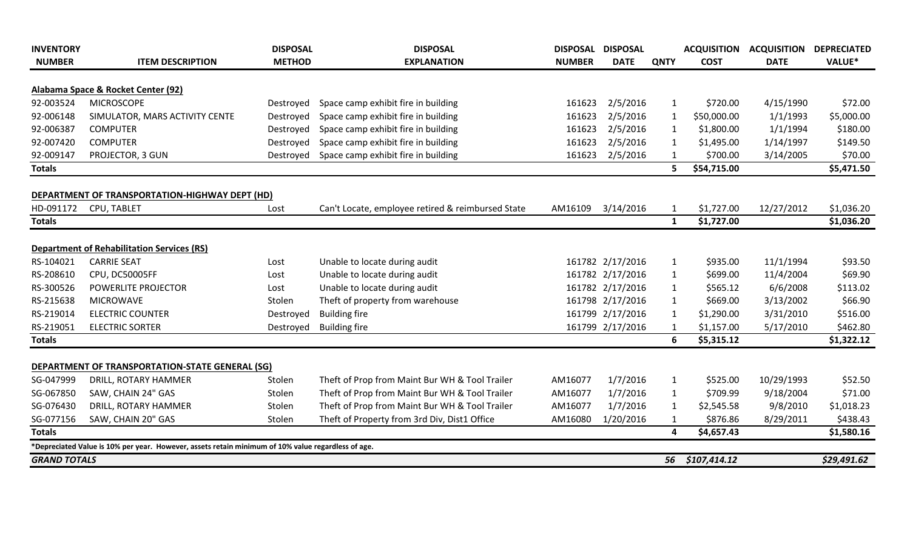| INVENTORY NUMBER | ITEM DESCRIPTION | DISPOSAL METHOD | DISPOSAL EXPLANATION | DISPOSAL NUMBER | DISPOSAL DATE | QNTY | ACQUISITION COST | ACQUISITION DATE | DEPRECIATED VALUE* |
|---|---|---|---|---|---|---|---|---|---|
| **Alabama Space & Rocket Center (92)** | | | | | | | | | |
| 92-003524 | MICROSCOPE | Destroyed | Space camp exhibit fire in building | 161623 | 2/5/2016 | 1 | $720.00 | 4/15/1990 | $72.00 |
| 92-006148 | SIMULATOR, MARS ACTIVITY CENTE | Destroyed | Space camp exhibit fire in building | 161623 | 2/5/2016 | 1 | $50,000.00 | 1/1/1993 | $5,000.00 |
| 92-006387 | COMPUTER | Destroyed | Space camp exhibit fire in building | 161623 | 2/5/2016 | 1 | $1,800.00 | 1/1/1994 | $180.00 |
| 92-007420 | COMPUTER | Destroyed | Space camp exhibit fire in building | 161623 | 2/5/2016 | 1 | $1,495.00 | 1/14/1997 | $149.50 |
| 92-009147 | PROJECTOR, 3 GUN | Destroyed | Space camp exhibit fire in building | 161623 | 2/5/2016 | 1 | $700.00 | 3/14/2005 | $70.00 |
| **Totals** | | | | | | **5** | **$54,715.00** | | **$5,471.50** |
| **DEPARTMENT OF TRANSPORTATION-HIGHWAY DEPT (HD)** | | | | | | | | | |
| HD-091172 | CPU, TABLET | Lost | Can't Locate, employee retired & reimbursed State | AM16109 | 3/14/2016 | 1 | $1,727.00 | 12/27/2012 | $1,036.20 |
| **Totals** | | | | | | **1** | **$1,727.00** | | **$1,036.20** |
| **Department of Rehabilitation Services (RS)** | | | | | | | | | |
| RS-104021 | CARRIE SEAT | Lost | Unable to locate during audit | 161782 | 2/17/2016 | 1 | $935.00 | 11/1/1994 | $93.50 |
| RS-208610 | CPU, DC50005FF | Lost | Unable to locate during audit | 161782 | 2/17/2016 | 1 | $699.00 | 11/4/2004 | $69.90 |
| RS-300526 | POWERLITE PROJECTOR | Lost | Unable to locate during audit | 161782 | 2/17/2016 | 1 | $565.12 | 6/6/2008 | $113.02 |
| RS-215638 | MICROWAVE | Stolen | Theft of property from warehouse | 161798 | 2/17/2016 | 1 | $669.00 | 3/13/2002 | $66.90 |
| RS-219014 | ELECTRIC COUNTER | Destroyed | Building fire | 161799 | 2/17/2016 | 1 | $1,290.00 | 3/31/2010 | $516.00 |
| RS-219051 | ELECTRIC SORTER | Destroyed | Building fire | 161799 | 2/17/2016 | 1 | $1,157.00 | 5/17/2010 | $462.80 |
| **Totals** | | | | | | **6** | **$5,315.12** | | **$1,322.12** |
| **DEPARTMENT OF TRANSPORTATION-STATE GENERAL (SG)** | | | | | | | | | |
| SG-047999 | DRILL, ROTARY HAMMER | Stolen | Theft of Prop from Maint Bur WH & Tool Trailer | AM16077 | 1/7/2016 | 1 | $525.00 | 10/29/1993 | $52.50 |
| SG-067850 | SAW, CHAIN 24" GAS | Stolen | Theft of Prop from Maint Bur WH & Tool Trailer | AM16077 | 1/7/2016 | 1 | $709.99 | 9/18/2004 | $71.00 |
| SG-076430 | DRILL, ROTARY HAMMER | Stolen | Theft of Prop from Maint Bur WH & Tool Trailer | AM16077 | 1/7/2016 | 1 | $2,545.58 | 9/8/2010 | $1,018.23 |
| SG-077156 | SAW, CHAIN 20" GAS | Stolen | Theft of Property from 3rd Div, Dist1 Office | AM16080 | 1/20/2016 | 1 | $876.86 | 8/29/2011 | $438.43 |
| **Totals** | | | | | | **4** | **$4,657.43** | | **$1,580.16** |
| ***GRAND TOTALS*** | | | | | | ***56*** | ***$107,414.12*** | | ***$29,491.62*** |

**\*Depreciated Value is 10% per year. However, assets retain minimum of 10% value regardless of age.**